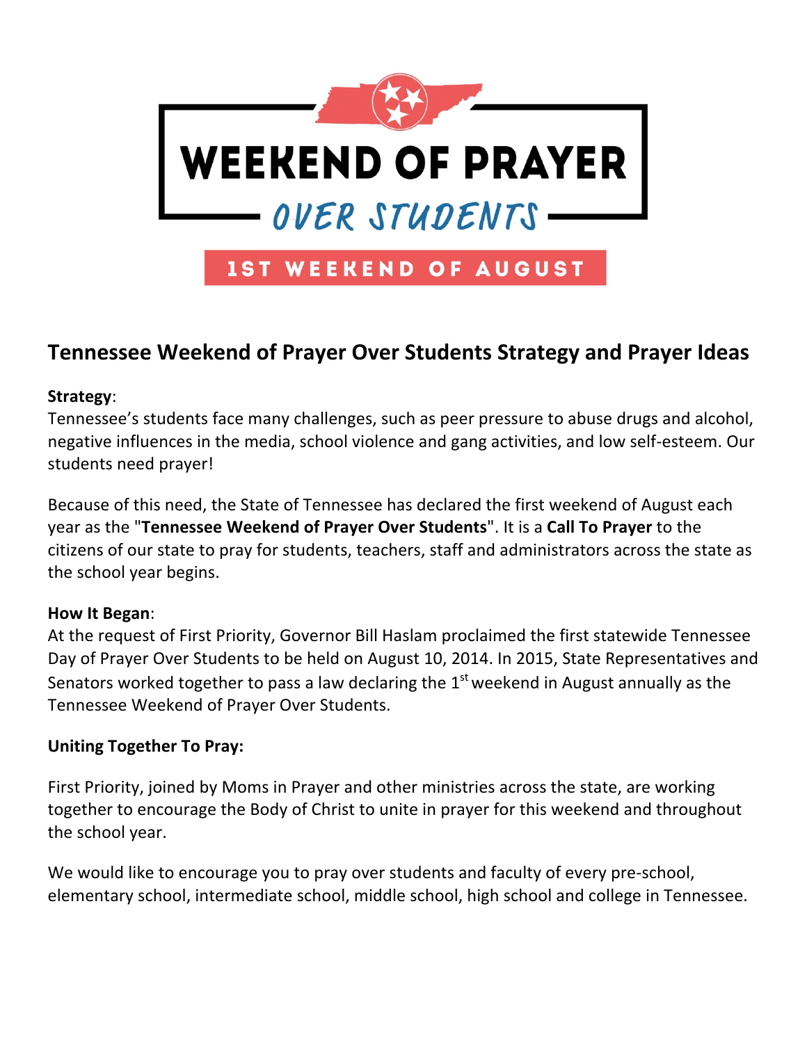# WEEKEND OF PRAYER

## OVER STUDENTS

**1ST WEEKEND OF AUGUST**

## Tennessee Weekend of Prayer Over Students Strategy and Prayer Ideas

**Strategy**:
Tennessee's students face many challenges, such as peer pressure to abuse drugs and alcohol, negative influences in the media, school violence and gang activities, and low self-esteem. Our students need prayer!

Because of this need, the State of Tennessee has declared the first weekend of August each year as the "**Tennessee Weekend of Prayer Over Students**". It is a **Call To Prayer** to the citizens of our state to pray for students, teachers, staff and administrators across the state as the school year begins.

**How It Began**:
At the request of First Priority, Governor Bill Haslam proclaimed the first statewide Tennessee Day of Prayer Over Students to be held on August 10, 2014. In 2015, State Representatives and Senators worked together to pass a law declaring the 1st weekend in August annually as the Tennessee Weekend of Prayer Over Students.

**Uniting Together To Pray:**

First Priority, joined by Moms in Prayer and other ministries across the state, are working together to encourage the Body of Christ to unite in prayer for this weekend and throughout the school year.

We would like to encourage you to pray over students and faculty of every pre-school, elementary school, intermediate school, middle school, high school and college in Tennessee.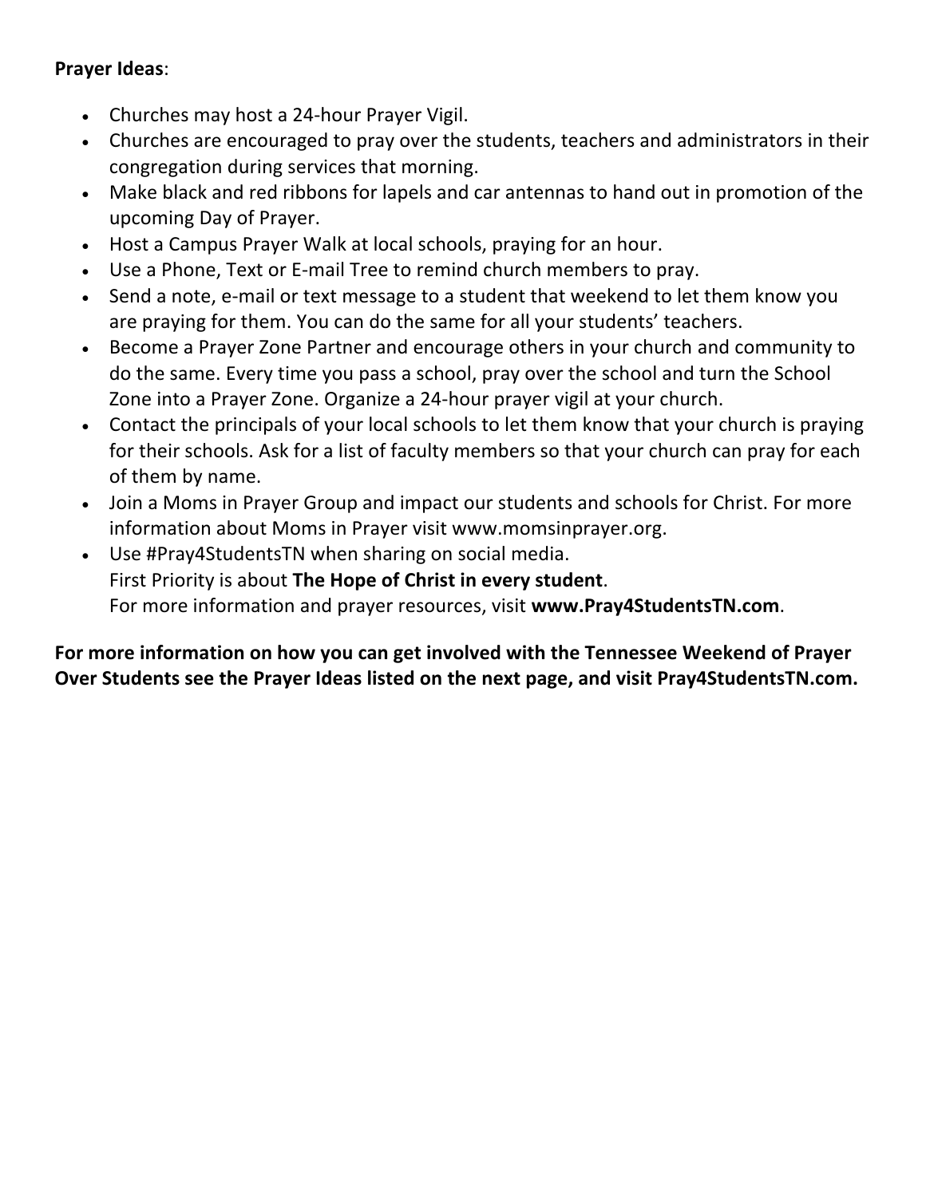**Prayer Ideas**:

- Churches may host a 24-hour Prayer Vigil.
- Churches are encouraged to pray over the students, teachers and administrators in their congregation during services that morning.
- Make black and red ribbons for lapels and car antennas to hand out in promotion of the upcoming Day of Prayer.
- Host a Campus Prayer Walk at local schools, praying for an hour.
- Use a Phone, Text or E-mail Tree to remind church members to pray.
- Send a note, e-mail or text message to a student that weekend to let them know you are praying for them. You can do the same for all your students' teachers.
- Become a Prayer Zone Partner and encourage others in your church and community to do the same. Every time you pass a school, pray over the school and turn the School Zone into a Prayer Zone. Organize a 24-hour prayer vigil at your church.
- Contact the principals of your local schools to let them know that your church is praying for their schools. Ask for a list of faculty members so that your church can pray for each of them by name.
- Join a Moms in Prayer Group and impact our students and schools for Christ. For more information about Moms in Prayer visit www.momsinprayer.org.
- Use #Pray4StudentsTN when sharing on social media.
  First Priority is about **The Hope of Christ in every student**.
  For more information and prayer resources, visit **www.Pray4StudentsTN.com**.

**For more information on how you can get involved with the Tennessee Weekend of Prayer Over Students see the Prayer Ideas listed on the next page, and visit Pray4StudentsTN.com.**